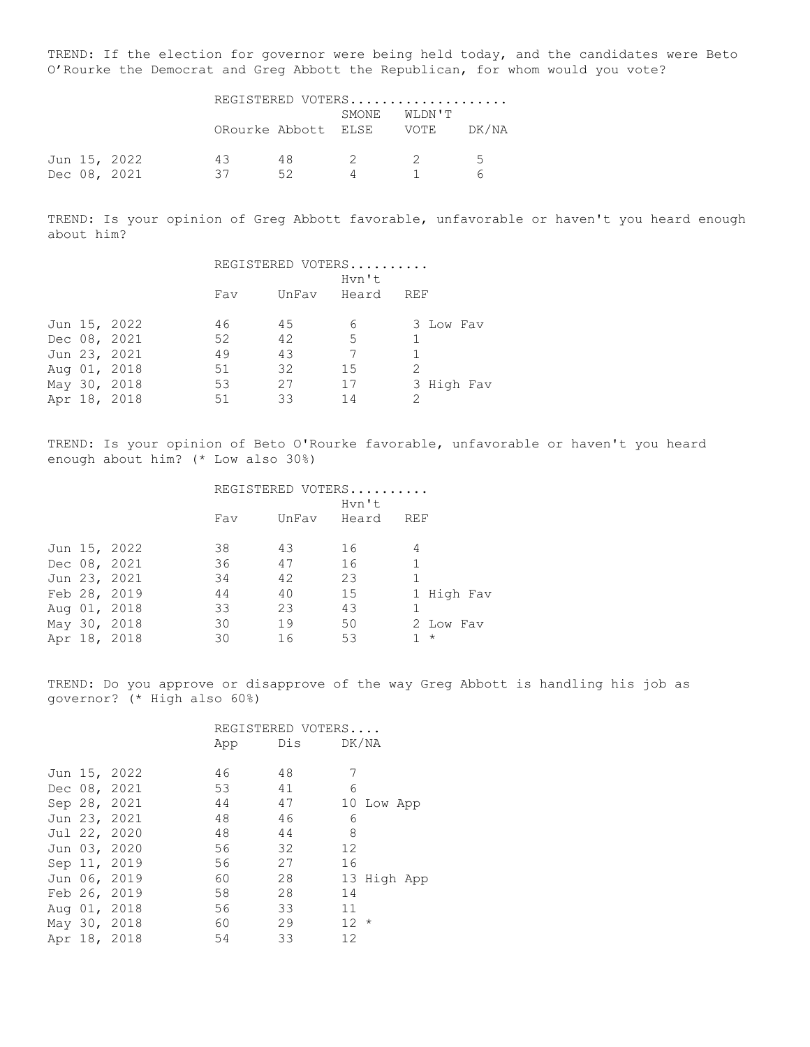TREND: If the election for governor were being held today, and the candidates were Beto O'Rourke the Democrat and Greg Abbott the Republican, for whom would you vote?

| | REGISTERED VOTERS.................... | | | | |
|---|---|---|---|---|---|
| | ORourke | Abbott | SMONE ELSE | WLDN'T VOTE | DK/NA |
| Jun 15, 2022 | 43 | 48 | 2 | 2 | 5 |
| Dec 08, 2021 | 37 | 52 | 4 | 1 | 6 |

TREND: Is your opinion of Greg Abbott favorable, unfavorable or haven't you heard enough about him?

| | REGISTERED VOTERS.......... | | | | |
|---|---|---|---|---|---|
| | Fav | UnFav | Hvn't Heard | REF | |
| Jun 15, 2022 | 46 | 45 | 6 | 3 | Low Fav |
| Dec 08, 2021 | 52 | 42 | 5 | 1 | |
| Jun 23, 2021 | 49 | 43 | 7 | 1 | |
| Aug 01, 2018 | 51 | 32 | 15 | 2 | |
| May 30, 2018 | 53 | 27 | 17 | 3 | High Fav |
| Apr 18, 2018 | 51 | 33 | 14 | 2 | |

TREND: Is your opinion of Beto O'Rourke favorable, unfavorable or haven't you heard enough about him? (* Low also 30%)

| | REGISTERED VOTERS.......... | | | | |
|---|---|---|---|---|---|
| | Fav | UnFav | Hvn't Heard | REF | |
| Jun 15, 2022 | 38 | 43 | 16 | 4 | |
| Dec 08, 2021 | 36 | 47 | 16 | 1 | |
| Jun 23, 2021 | 34 | 42 | 23 | 1 | |
| Feb 28, 2019 | 44 | 40 | 15 | 1 | High Fav |
| Aug 01, 2018 | 33 | 23 | 43 | 1 | |
| May 30, 2018 | 30 | 19 | 50 | 2 | Low Fav |
| Apr 18, 2018 | 30 | 16 | 53 | 1 | * |

TREND: Do you approve or disapprove of the way Greg Abbott is handling his job as governor? (* High also 60%)

| | REGISTERED VOTERS.... | | | |
|---|---|---|---|---|
| | App | Dis | DK/NA | |
| Jun 15, 2022 | 46 | 48 | 7 | |
| Dec 08, 2021 | 53 | 41 | 6 | |
| Sep 28, 2021 | 44 | 47 | 10 | Low App |
| Jun 23, 2021 | 48 | 46 | 6 | |
| Jul 22, 2020 | 48 | 44 | 8 | |
| Jun 03, 2020 | 56 | 32 | 12 | |
| Sep 11, 2019 | 56 | 27 | 16 | |
| Jun 06, 2019 | 60 | 28 | 13 | High App |
| Feb 26, 2019 | 58 | 28 | 14 | |
| Aug 01, 2018 | 56 | 33 | 11 | |
| May 30, 2018 | 60 | 29 | 12 | * |
| Apr 18, 2018 | 54 | 33 | 12 | |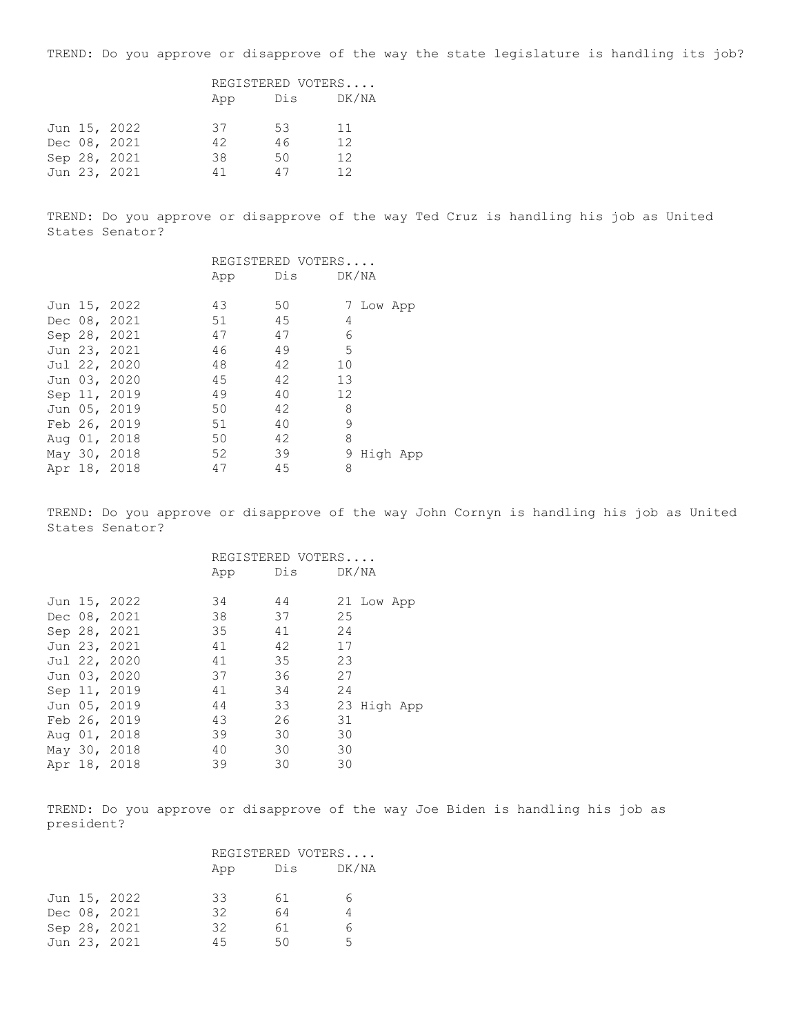TREND: Do you approve or disapprove of the way the state legislature is handling its job?

| | REGISTERED VOTERS.... | | |
|---|---|---|---|
| | App | Dis | DK/NA |
| Jun 15, 2022 | 37 | 53 | 11 |
| Dec 08, 2021 | 42 | 46 | 12 |
| Sep 28, 2021 | 38 | 50 | 12 |
| Jun 23, 2021 | 41 | 47 | 12 |

TREND: Do you approve or disapprove of the way Ted Cruz is handling his job as United States Senator?

| | REGISTERED VOTERS.... | | | |
|---|---|---|---|---|
| | App | Dis | DK/NA | |
| Jun 15, 2022 | 43 | 50 | 7 | Low App |
| Dec 08, 2021 | 51 | 45 | 4 | |
| Sep 28, 2021 | 47 | 47 | 6 | |
| Jun 23, 2021 | 46 | 49 | 5 | |
| Jul 22, 2020 | 48 | 42 | 10 | |
| Jun 03, 2020 | 45 | 42 | 13 | |
| Sep 11, 2019 | 49 | 40 | 12 | |
| Jun 05, 2019 | 50 | 42 | 8 | |
| Feb 26, 2019 | 51 | 40 | 9 | |
| Aug 01, 2018 | 50 | 42 | 8 | |
| May 30, 2018 | 52 | 39 | 9 | High App |
| Apr 18, 2018 | 47 | 45 | 8 | |

TREND: Do you approve or disapprove of the way John Cornyn is handling his job as United States Senator?

| | REGISTERED VOTERS.... | | | |
|---|---|---|---|---|
| | App | Dis | DK/NA | |
| Jun 15, 2022 | 34 | 44 | 21 | Low App |
| Dec 08, 2021 | 38 | 37 | 25 | |
| Sep 28, 2021 | 35 | 41 | 24 | |
| Jun 23, 2021 | 41 | 42 | 17 | |
| Jul 22, 2020 | 41 | 35 | 23 | |
| Jun 03, 2020 | 37 | 36 | 27 | |
| Sep 11, 2019 | 41 | 34 | 24 | |
| Jun 05, 2019 | 44 | 33 | 23 | High App |
| Feb 26, 2019 | 43 | 26 | 31 | |
| Aug 01, 2018 | 39 | 30 | 30 | |
| May 30, 2018 | 40 | 30 | 30 | |
| Apr 18, 2018 | 39 | 30 | 30 | |

TREND: Do you approve or disapprove of the way Joe Biden is handling his job as president?

| | REGISTERED VOTERS.... | | |
|---|---|---|---|
| | App | Dis | DK/NA |
| Jun 15, 2022 | 33 | 61 | 6 |
| Dec 08, 2021 | 32 | 64 | 4 |
| Sep 28, 2021 | 32 | 61 | 6 |
| Jun 23, 2021 | 45 | 50 | 5 |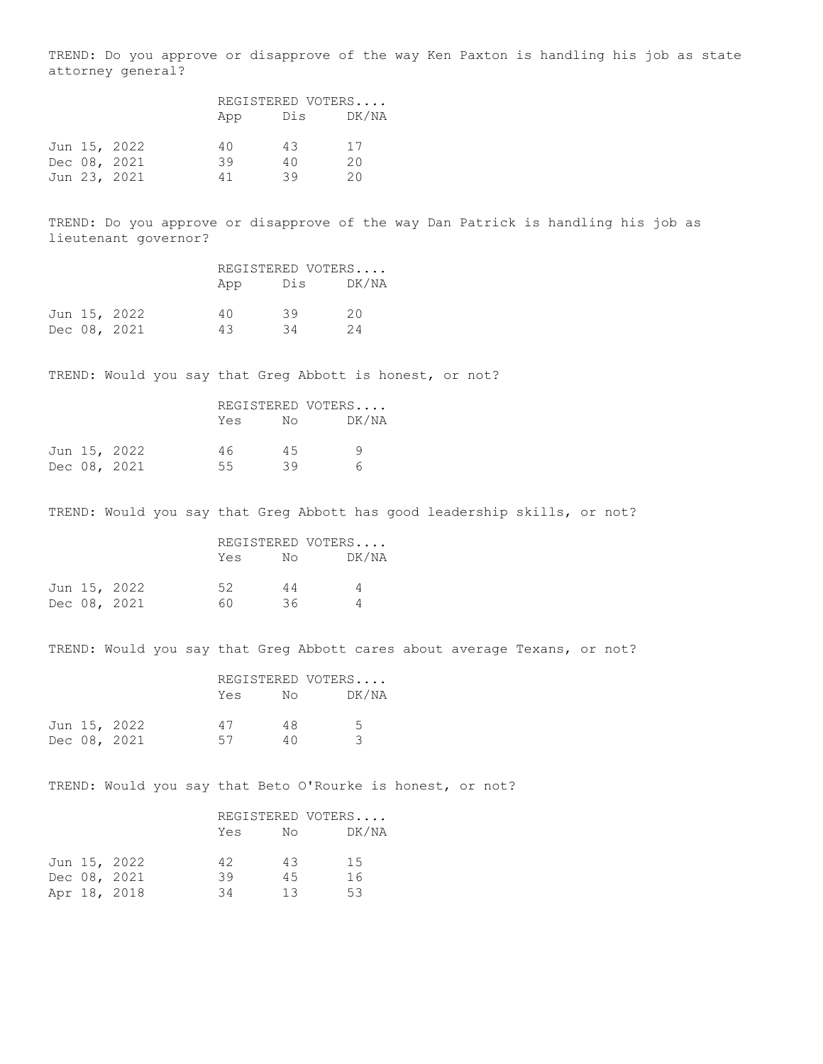TREND: Do you approve or disapprove of the way Ken Paxton is handling his job as state attorney general?

| | REGISTERED VOTERS.... | | |
|---|---|---|---|
| | App | Dis | DK/NA |
| Jun 15, 2022 | 40 | 43 | 17 |
| Dec 08, 2021 | 39 | 40 | 20 |
| Jun 23, 2021 | 41 | 39 | 20 |

TREND: Do you approve or disapprove of the way Dan Patrick is handling his job as lieutenant governor?

| | REGISTERED VOTERS.... | | |
|---|---|---|---|
| | App | Dis | DK/NA |
| Jun 15, 2022 | 40 | 39 | 20 |
| Dec 08, 2021 | 43 | 34 | 24 |

TREND: Would you say that Greg Abbott is honest, or not?

| | REGISTERED VOTERS.... | | |
|---|---|---|---|
| | Yes | No | DK/NA |
| Jun 15, 2022 | 46 | 45 | 9 |
| Dec 08, 2021 | 55 | 39 | 6 |

TREND: Would you say that Greg Abbott has good leadership skills, or not?

| | REGISTERED VOTERS.... | | |
|---|---|---|---|
| | Yes | No | DK/NA |
| Jun 15, 2022 | 52 | 44 | 4 |
| Dec 08, 2021 | 60 | 36 | 4 |

TREND: Would you say that Greg Abbott cares about average Texans, or not?

| | REGISTERED VOTERS.... | | |
|---|---|---|---|
| | Yes | No | DK/NA |
| Jun 15, 2022 | 47 | 48 | 5 |
| Dec 08, 2021 | 57 | 40 | 3 |

TREND: Would you say that Beto O'Rourke is honest, or not?

| | REGISTERED VOTERS.... | | |
|---|---|---|---|
| | Yes | No | DK/NA |
| Jun 15, 2022 | 42 | 43 | 15 |
| Dec 08, 2021 | 39 | 45 | 16 |
| Apr 18, 2018 | 34 | 13 | 53 |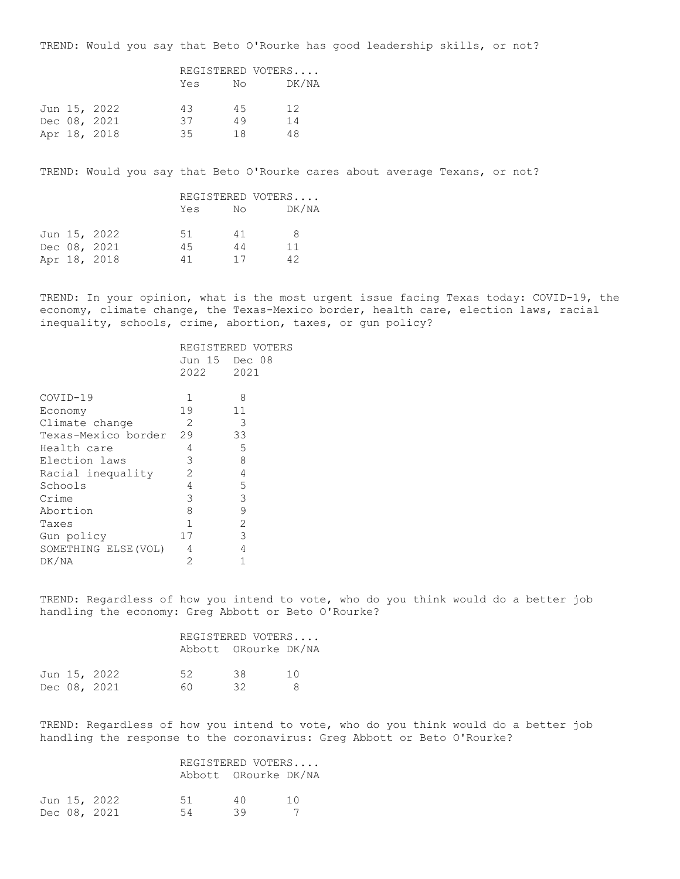TREND: Would you say that Beto O'Rourke has good leadership skills, or not?

| | REGISTERED VOTERS.... | | |
|---|---|---|---|
| | Yes | No | DK/NA |
| Jun 15, 2022 | 43 | 45 | 12 |
| Dec 08, 2021 | 37 | 49 | 14 |
| Apr 18, 2018 | 35 | 18 | 48 |

TREND: Would you say that Beto O'Rourke cares about average Texans, or not?

| | REGISTERED VOTERS.... | | |
|---|---|---|---|
| | Yes | No | DK/NA |
| Jun 15, 2022 | 51 | 41 | 8 |
| Dec 08, 2021 | 45 | 44 | 11 |
| Apr 18, 2018 | 41 | 17 | 42 |

TREND: In your opinion, what is the most urgent issue facing Texas today: COVID-19, the economy, climate change, the Texas-Mexico border, health care, election laws, racial inequality, schools, crime, abortion, taxes, or gun policy?

| | REGISTERED VOTERS | |
|---|---|---|
| | Jun 15 2022 | Dec 08 2021 |
| COVID-19 | 1 | 8 |
| Economy | 19 | 11 |
| Climate change | 2 | 3 |
| Texas-Mexico border | 29 | 33 |
| Health care | 4 | 5 |
| Election laws | 3 | 8 |
| Racial inequality | 2 | 4 |
| Schools | 4 | 5 |
| Crime | 3 | 3 |
| Abortion | 8 | 9 |
| Taxes | 1 | 2 |
| Gun policy | 17 | 3 |
| SOMETHING ELSE(VOL) | 4 | 4 |
| DK/NA | 2 | 1 |

TREND: Regardless of how you intend to vote, who do you think would do a better job handling the economy: Greg Abbott or Beto O'Rourke?

| | REGISTERED VOTERS.... | | |
|---|---|---|---|
| | Abbott | ORourke | DK/NA |
| Jun 15, 2022 | 52 | 38 | 10 |
| Dec 08, 2021 | 60 | 32 | 8 |

TREND: Regardless of how you intend to vote, who do you think would do a better job handling the response to the coronavirus: Greg Abbott or Beto O'Rourke?

| | REGISTERED VOTERS.... | | |
|---|---|---|---|
| | Abbott | ORourke | DK/NA |
| Jun 15, 2022 | 51 | 40 | 10 |
| Dec 08, 2021 | 54 | 39 | 7 |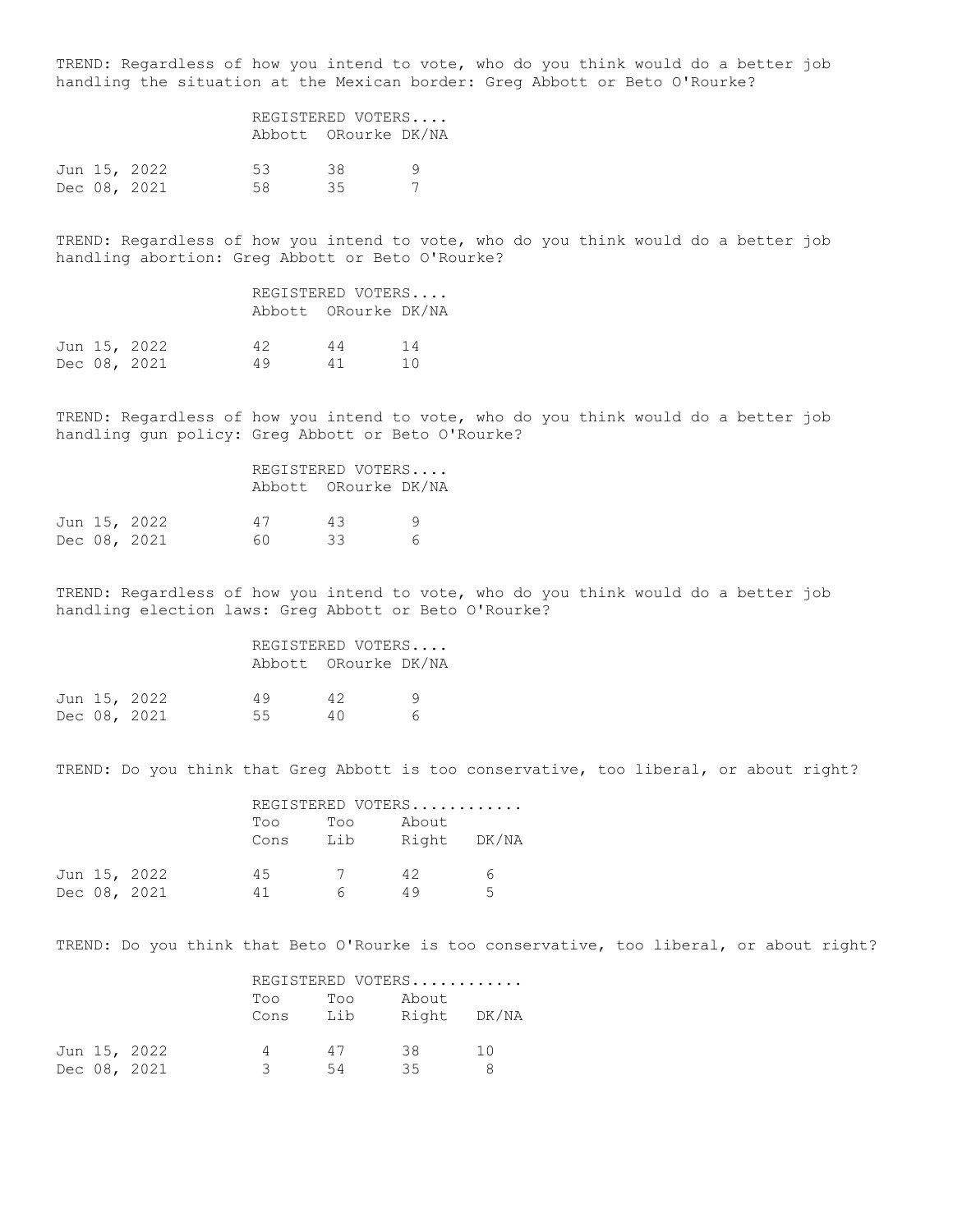TREND: Regardless of how you intend to vote, who do you think would do a better job handling the situation at the Mexican border: Greg Abbott or Beto O'Rourke?

| | REGISTERED VOTERS.... | | |
|---|---|---|---|
| | Abbott | ORourke | DK/NA |
| Jun 15, 2022 | 53 | 38 | 9 |
| Dec 08, 2021 | 58 | 35 | 7 |

TREND: Regardless of how you intend to vote, who do you think would do a better job handling abortion: Greg Abbott or Beto O'Rourke?

| | REGISTERED VOTERS.... | | |
|---|---|---|---|
| | Abbott | ORourke | DK/NA |
| Jun 15, 2022 | 42 | 44 | 14 |
| Dec 08, 2021 | 49 | 41 | 10 |

TREND: Regardless of how you intend to vote, who do you think would do a better job handling gun policy: Greg Abbott or Beto O'Rourke?

| | REGISTERED VOTERS.... | | |
|---|---|---|---|
| | Abbott | ORourke | DK/NA |
| Jun 15, 2022 | 47 | 43 | 9 |
| Dec 08, 2021 | 60 | 33 | 6 |

TREND: Regardless of how you intend to vote, who do you think would do a better job handling election laws: Greg Abbott or Beto O'Rourke?

| | REGISTERED VOTERS.... | | |
|---|---|---|---|
| | Abbott | ORourke | DK/NA |
| Jun 15, 2022 | 49 | 42 | 9 |
| Dec 08, 2021 | 55 | 40 | 6 |

TREND: Do you think that Greg Abbott is too conservative, too liberal, or about right?

| | REGISTERED VOTERS............ | | | |
|---|---|---|---|---|
| | Too Cons | Too Lib | About Right | DK/NA |
| Jun 15, 2022 | 45 | 7 | 42 | 6 |
| Dec 08, 2021 | 41 | 6 | 49 | 5 |

TREND: Do you think that Beto O'Rourke is too conservative, too liberal, or about right?

| | REGISTERED VOTERS............ | | | |
|---|---|---|---|---|
| | Too Cons | Too Lib | About Right | DK/NA |
| Jun 15, 2022 | 4 | 47 | 38 | 10 |
| Dec 08, 2021 | 3 | 54 | 35 | 8 |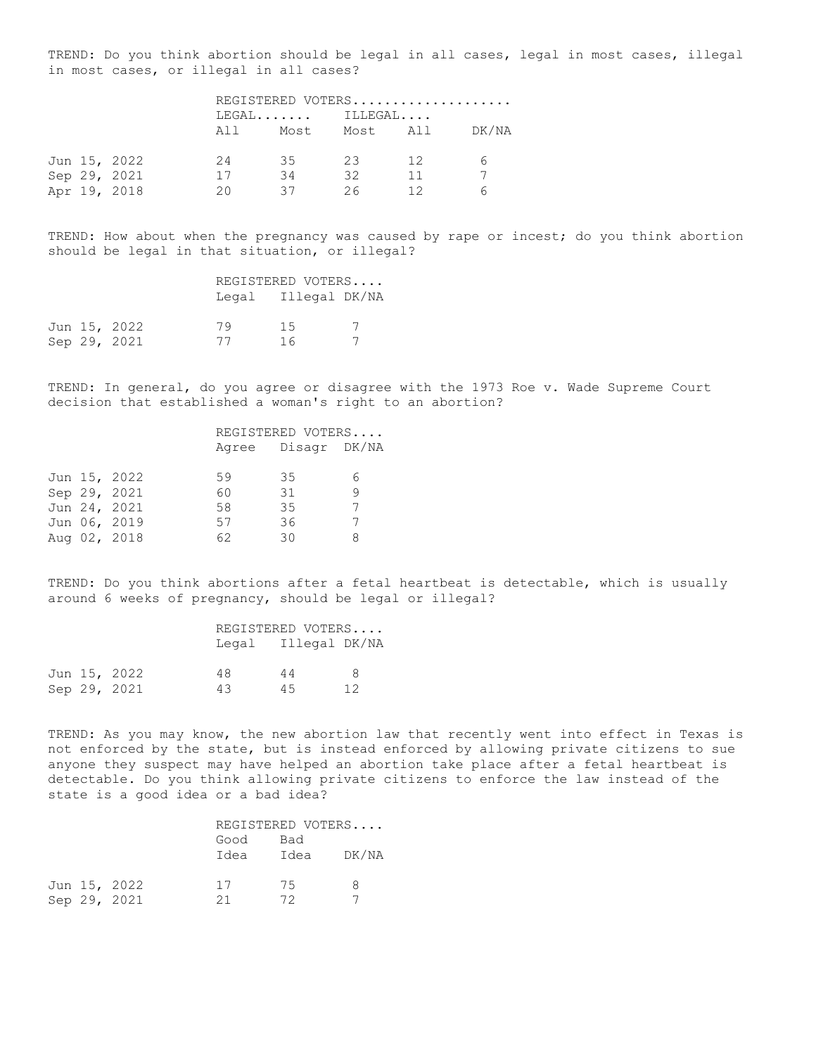TREND: Do you think abortion should be legal in all cases, legal in most cases, illegal in most cases, or illegal in all cases?

| | REGISTERED VOTERS | | | | |
|---|---|---|---|---|---|
| | LEGAL | | ILLEGAL | | |
| | All | Most | Most | All | DK/NA |
| Jun 15, 2022 | 24 | 35 | 23 | 12 | 6 |
| Sep 29, 2021 | 17 | 34 | 32 | 11 | 7 |
| Apr 19, 2018 | 20 | 37 | 26 | 12 | 6 |

TREND: How about when the pregnancy was caused by rape or incest; do you think abortion should be legal in that situation, or illegal?

| | REGISTERED VOTERS | | |
|---|---|---|---|
| | Legal | Illegal | DK/NA |
| Jun 15, 2022 | 79 | 15 | 7 |
| Sep 29, 2021 | 77 | 16 | 7 |

TREND: In general, do you agree or disagree with the 1973 Roe v. Wade Supreme Court decision that established a woman's right to an abortion?

| | REGISTERED VOTERS | | |
|---|---|---|---|
| | Agree | Disagr | DK/NA |
| Jun 15, 2022 | 59 | 35 | 6 |
| Sep 29, 2021 | 60 | 31 | 9 |
| Jun 24, 2021 | 58 | 35 | 7 |
| Jun 06, 2019 | 57 | 36 | 7 |
| Aug 02, 2018 | 62 | 30 | 8 |

TREND: Do you think abortions after a fetal heartbeat is detectable, which is usually around 6 weeks of pregnancy, should be legal or illegal?

| | REGISTERED VOTERS | | |
|---|---|---|---|
| | Legal | Illegal | DK/NA |
| Jun 15, 2022 | 48 | 44 | 8 |
| Sep 29, 2021 | 43 | 45 | 12 |

TREND: As you may know, the new abortion law that recently went into effect in Texas is not enforced by the state, but is instead enforced by allowing private citizens to sue anyone they suspect may have helped an abortion take place after a fetal heartbeat is detectable. Do you think allowing private citizens to enforce the law instead of the state is a good idea or a bad idea?

| | REGISTERED VOTERS | | |
|---|---|---|---|
| | Good Idea | Bad Idea | DK/NA |
| Jun 15, 2022 | 17 | 75 | 8 |
| Sep 29, 2021 | 21 | 72 | 7 |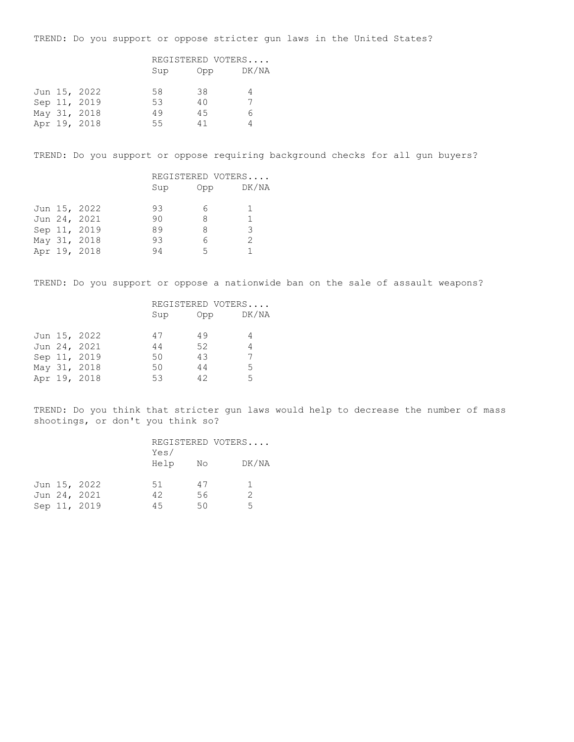TREND: Do you support or oppose stricter gun laws in the United States?

| | REGISTERED VOTERS.... | | |
|---|---|---|---|
| | Sup | Opp | DK/NA |
| Jun 15, 2022 | 58 | 38 | 4 |
| Sep 11, 2019 | 53 | 40 | 7 |
| May 31, 2018 | 49 | 45 | 6 |
| Apr 19, 2018 | 55 | 41 | 4 |

TREND: Do you support or oppose requiring background checks for all gun buyers?

| | REGISTERED VOTERS.... | | |
|---|---|---|---|
| | Sup | Opp | DK/NA |
| Jun 15, 2022 | 93 | 6 | 1 |
| Jun 24, 2021 | 90 | 8 | 1 |
| Sep 11, 2019 | 89 | 8 | 3 |
| May 31, 2018 | 93 | 6 | 2 |
| Apr 19, 2018 | 94 | 5 | 1 |

TREND: Do you support or oppose a nationwide ban on the sale of assault weapons?

| | REGISTERED VOTERS.... | | |
|---|---|---|---|
| | Sup | Opp | DK/NA |
| Jun 15, 2022 | 47 | 49 | 4 |
| Jun 24, 2021 | 44 | 52 | 4 |
| Sep 11, 2019 | 50 | 43 | 7 |
| May 31, 2018 | 50 | 44 | 5 |
| Apr 19, 2018 | 53 | 42 | 5 |

TREND: Do you think that stricter gun laws would help to decrease the number of mass shootings, or don't you think so?

| | REGISTERED VOTERS.... | | |
|---|---|---|---|
| | Yes/ Help | No | DK/NA |
| Jun 15, 2022 | 51 | 47 | 1 |
| Jun 24, 2021 | 42 | 56 | 2 |
| Sep 11, 2019 | 45 | 50 | 5 |